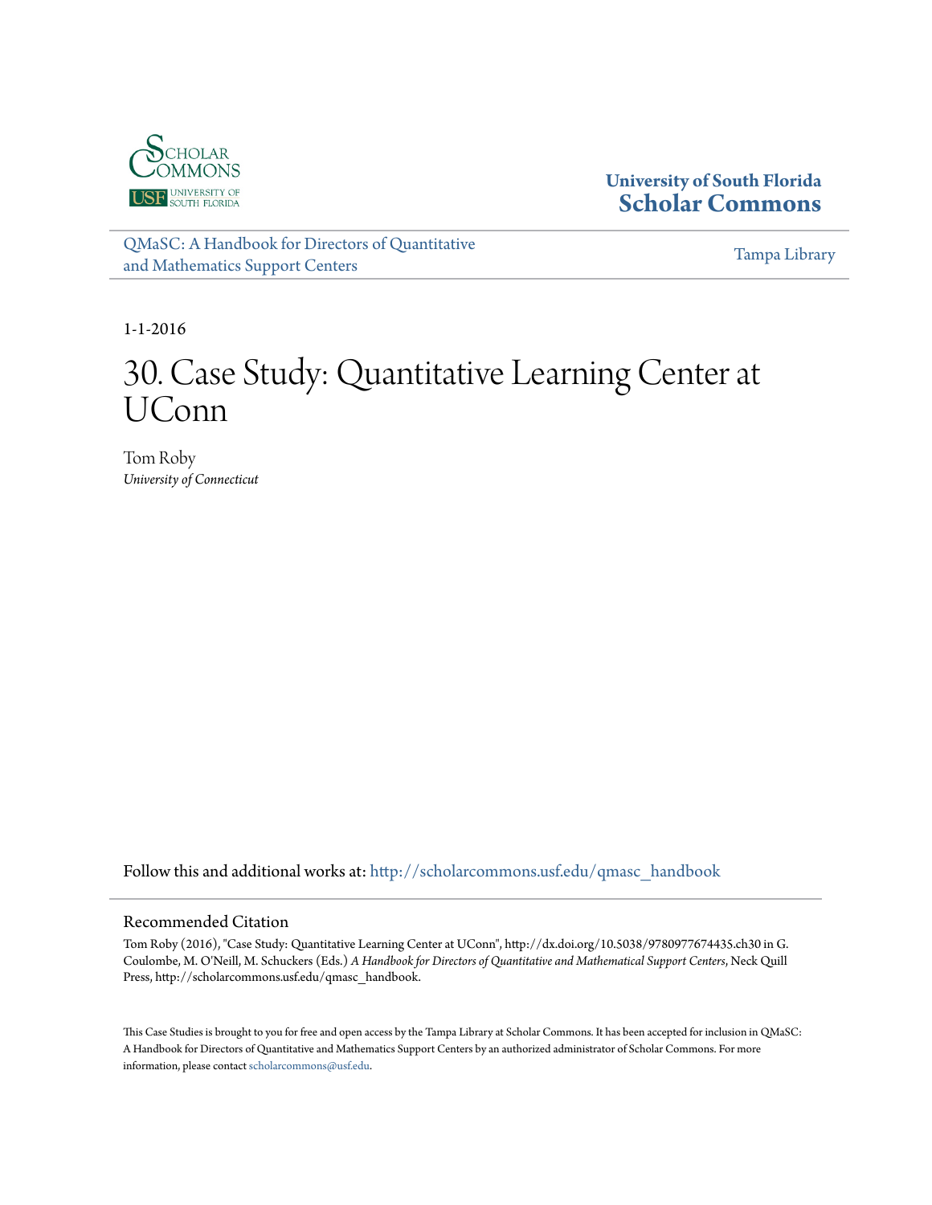University of South Florida
**Scholar Commons**

QMaSC: A Handbook for Directors of Quantitative and Mathematics Support Centers

Tampa Library

1-1-2016

# 30. Case Study: Quantitative Learning Center at UConn

Tom Roby
*University of Connecticut*

Follow this and additional works at: http://scholarcommons.usf.edu/qmasc_handbook

## Recommended Citation

Tom Roby (2016), "Case Study: Quantitative Learning Center at UConn", http://dx.doi.org/10.5038/9780977674435.ch30 in G. Coulombe, M. O'Neill, M. Schuckers (Eds.) *A Handbook for Directors of Quantitative and Mathematical Support Centers*, Neck Quill Press, http://scholarcommons.usf.edu/qmasc_handbook.

This Case Studies is brought to you for free and open access by the Tampa Library at Scholar Commons. It has been accepted for inclusion in QMaSC: A Handbook for Directors of Quantitative and Mathematics Support Centers by an authorized administrator of Scholar Commons. For more information, please contact scholarcommons@usf.edu.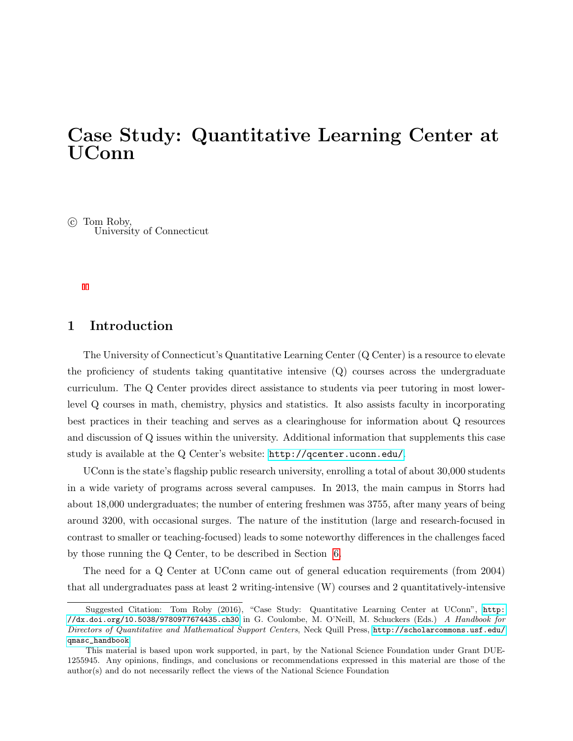# Case Study: Quantitative Learning Center at UConn

© Tom Roby,
University of Connecticut

## 1 Introduction

The University of Connecticut's Quantitative Learning Center (Q Center) is a resource to elevate the proficiency of students taking quantitative intensive (Q) courses across the undergraduate curriculum. The Q Center provides direct assistance to students via peer tutoring in most lower-level Q courses in math, chemistry, physics and statistics. It also assists faculty in incorporating best practices in their teaching and serves as a clearinghouse for information about Q resources and discussion of Q issues within the university. Additional information that supplements this case study is available at the Q Center's website: http://qcenter.uconn.edu/.

UConn is the state's flagship public research university, enrolling a total of about 30,000 students in a wide variety of programs across several campuses. In 2013, the main campus in Storrs had about 18,000 undergraduates; the number of entering freshmen was 3755, after many years of being around 3200, with occasional surges. The nature of the institution (large and research-focused in contrast to smaller or teaching-focused) leads to some noteworthy differences in the challenges faced by those running the Q Center, to be described in Section 6.

The need for a Q Center at UConn came out of general education requirements (from 2004) that all undergraduates pass at least 2 writing-intensive (W) courses and 2 quantitatively-intensive

---

Suggested Citation: Tom Roby (2016), "Case Study: Quantitative Learning Center at UConn", http://dx.doi.org/10.5038/9780977674435.ch30 in G. Coulombe, M. O'Neill, M. Schuckers (Eds.) *A Handbook for Directors of Quantitative and Mathematical Support Centers*, Neck Quill Press, http://scholarcommons.usf.edu/qmasc_handbook

This material is based upon work supported, in part, by the National Science Foundation under Grant DUE-1255945. Any opinions, findings, and conclusions or recommendations expressed in this material are those of the author(s) and do not necessarily reflect the views of the National Science Foundation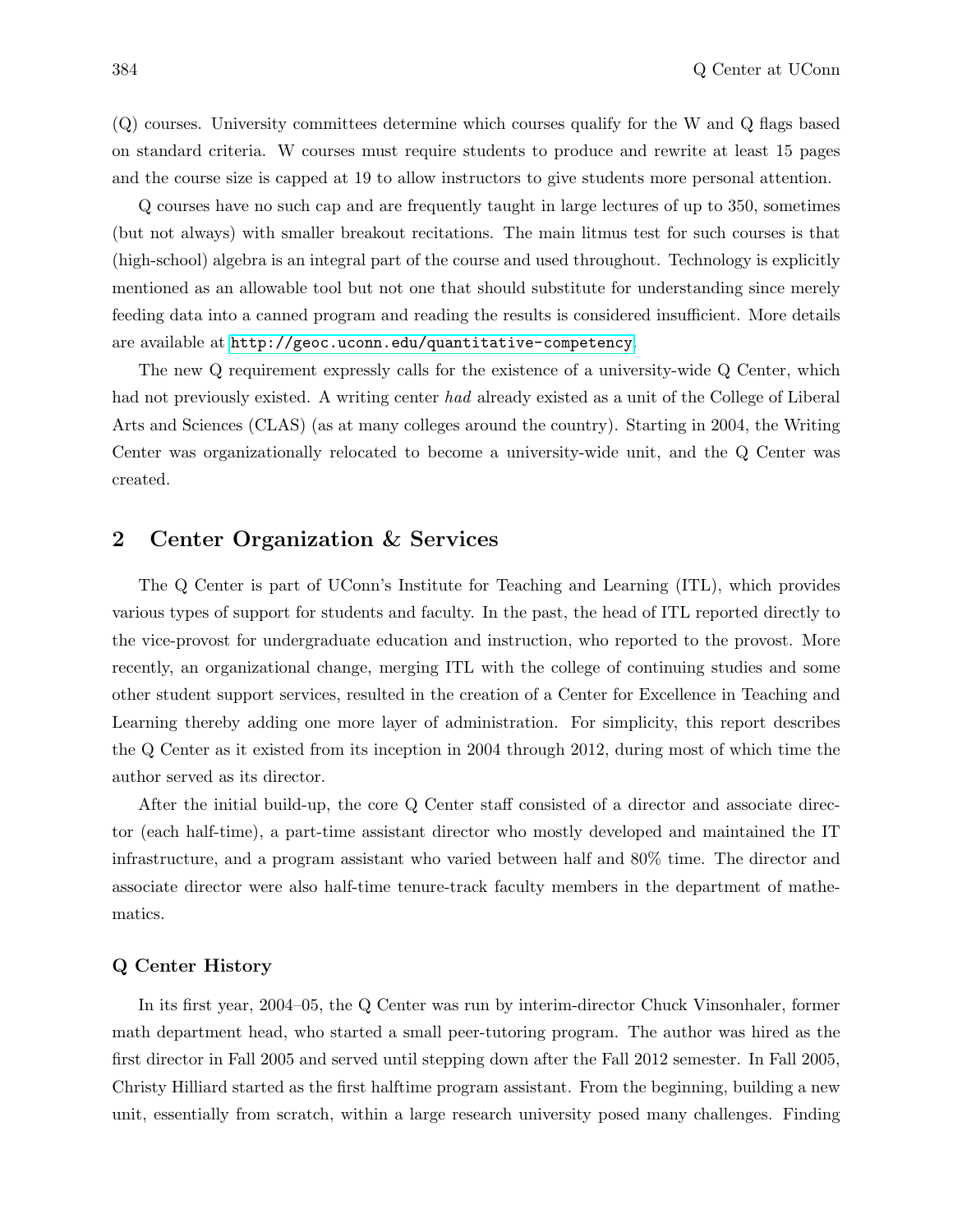(Q) courses. University committees determine which courses qualify for the W and Q flags based on standard criteria. W courses must require students to produce and rewrite at least 15 pages and the course size is capped at 19 to allow instructors to give students more personal attention.

Q courses have no such cap and are frequently taught in large lectures of up to 350, sometimes (but not always) with smaller breakout recitations. The main litmus test for such courses is that (high-school) algebra is an integral part of the course and used throughout. Technology is explicitly mentioned as an allowable tool but not one that should substitute for understanding since merely feeding data into a canned program and reading the results is considered insufficient. More details are available at `http://geoc.uconn.edu/quantitative-competency`.

The new Q requirement expressly calls for the existence of a university-wide Q Center, which had not previously existed. A writing center *had* already existed as a unit of the College of Liberal Arts and Sciences (CLAS) (as at many colleges around the country). Starting in 2004, the Writing Center was organizationally relocated to become a university-wide unit, and the Q Center was created.

## 2 Center Organization & Services

The Q Center is part of UConn's Institute for Teaching and Learning (ITL), which provides various types of support for students and faculty. In the past, the head of ITL reported directly to the vice-provost for undergraduate education and instruction, who reported to the provost. More recently, an organizational change, merging ITL with the college of continuing studies and some other student support services, resulted in the creation of a Center for Excellence in Teaching and Learning thereby adding one more layer of administration. For simplicity, this report describes the Q Center as it existed from its inception in 2004 through 2012, during most of which time the author served as its director.

After the initial build-up, the core Q Center staff consisted of a director and associate director (each half-time), a part-time assistant director who mostly developed and maintained the IT infrastructure, and a program assistant who varied between half and 80% time. The director and associate director were also half-time tenure-track faculty members in the department of mathematics.

### Q Center History

In its first year, 2004–05, the Q Center was run by interim-director Chuck Vinsonhaler, former math department head, who started a small peer-tutoring program. The author was hired as the first director in Fall 2005 and served until stepping down after the Fall 2012 semester. In Fall 2005, Christy Hilliard started as the first halftime program assistant. From the beginning, building a new unit, essentially from scratch, within a large research university posed many challenges. Finding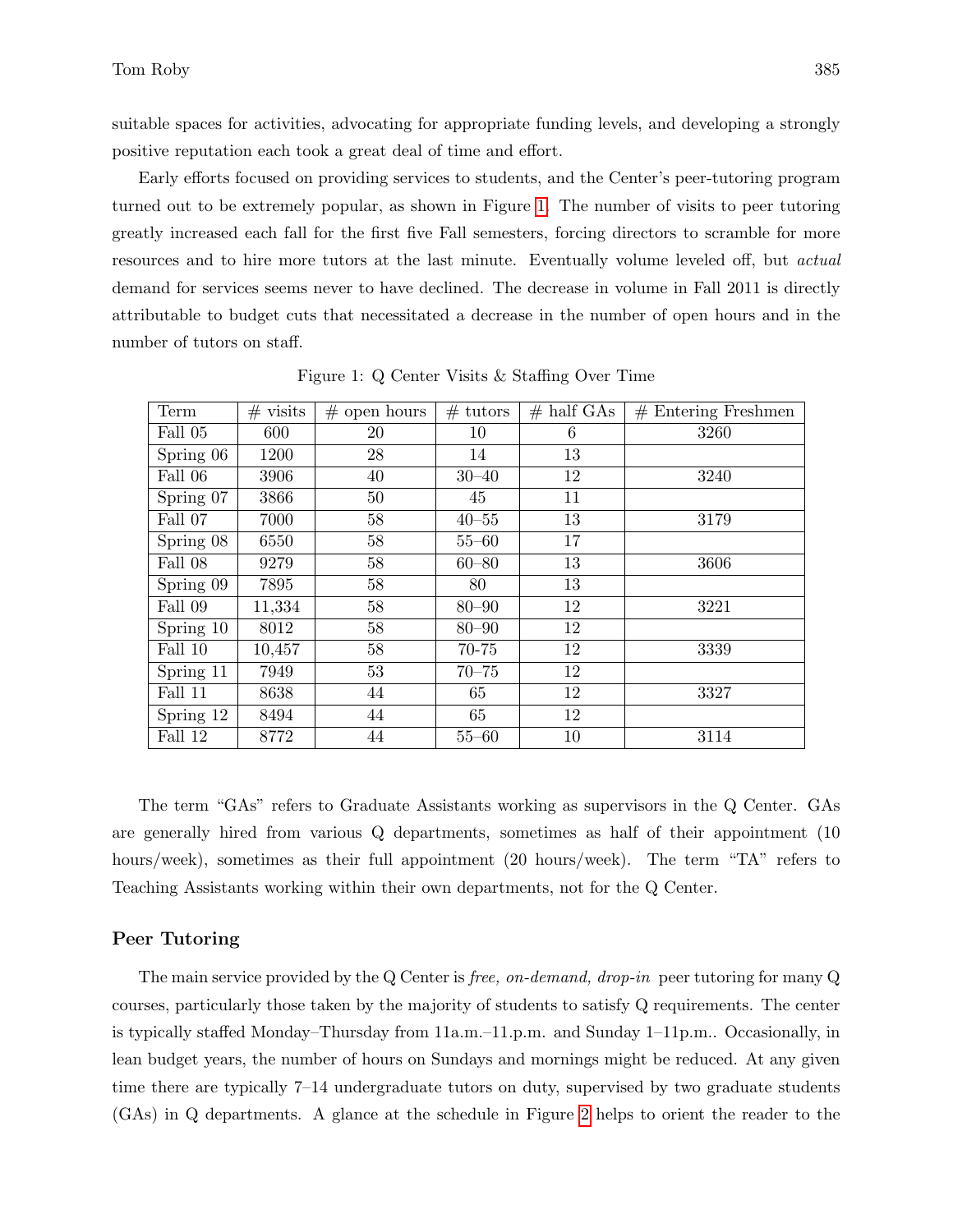suitable spaces for activities, advocating for appropriate funding levels, and developing a strongly positive reputation each took a great deal of time and effort.

Early efforts focused on providing services to students, and the Center's peer-tutoring program turned out to be extremely popular, as shown in Figure 1. The number of visits to peer tutoring greatly increased each fall for the first five Fall semesters, forcing directors to scramble for more resources and to hire more tutors at the last minute. Eventually volume leveled off, but *actual* demand for services seems never to have declined. The decrease in volume in Fall 2011 is directly attributable to budget cuts that necessitated a decrease in the number of open hours and in the number of tutors on staff.

Figure 1: Q Center Visits & Staffing Over Time

| Term | # visits | # open hours | # tutors | # half GAs | # Entering Freshmen |
|---|---|---|---|---|---|
| Fall 05 | 600 | 20 | 10 | 6 | 3260 |
| Spring 06 | 1200 | 28 | 14 | 13 | |
| Fall 06 | 3906 | 40 | 30–40 | 12 | 3240 |
| Spring 07 | 3866 | 50 | 45 | 11 | |
| Fall 07 | 7000 | 58 | 40–55 | 13 | 3179 |
| Spring 08 | 6550 | 58 | 55–60 | 17 | |
| Fall 08 | 9279 | 58 | 60–80 | 13 | 3606 |
| Spring 09 | 7895 | 58 | 80 | 13 | |
| Fall 09 | 11,334 | 58 | 80–90 | 12 | 3221 |
| Spring 10 | 8012 | 58 | 80–90 | 12 | |
| Fall 10 | 10,457 | 58 | 70-75 | 12 | 3339 |
| Spring 11 | 7949 | 53 | 70–75 | 12 | |
| Fall 11 | 8638 | 44 | 65 | 12 | 3327 |
| Spring 12 | 8494 | 44 | 65 | 12 | |
| Fall 12 | 8772 | 44 | 55–60 | 10 | 3114 |

The term "GAs" refers to Graduate Assistants working as supervisors in the Q Center. GAs are generally hired from various Q departments, sometimes as half of their appointment (10 hours/week), sometimes as their full appointment (20 hours/week). The term "TA" refers to Teaching Assistants working within their own departments, not for the Q Center.

## Peer Tutoring

The main service provided by the Q Center is *free, on-demand, drop-in* peer tutoring for many Q courses, particularly those taken by the majority of students to satisfy Q requirements. The center is typically staffed Monday–Thursday from 11a.m.–11.p.m. and Sunday 1–11p.m.. Occasionally, in lean budget years, the number of hours on Sundays and mornings might be reduced. At any given time there are typically 7–14 undergraduate tutors on duty, supervised by two graduate students (GAs) in Q departments. A glance at the schedule in Figure 2 helps to orient the reader to the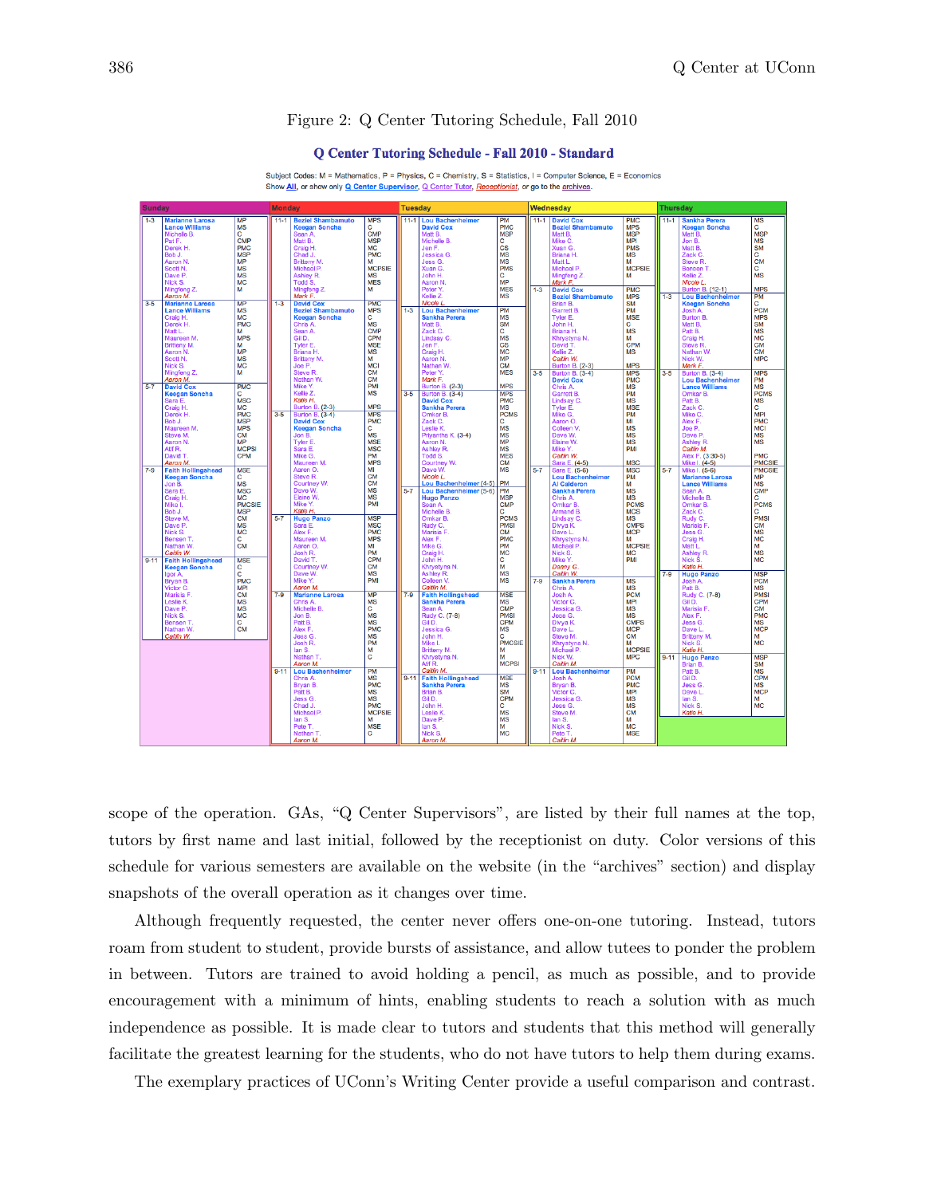Figure 2: Q Center Tutoring Schedule, Fall 2010

**Q Center Tutoring Schedule - Fall 2010 - Standard**

Subject Codes: M = Mathematics, P = Physics, C = Chemistry, S = Statistics, I = Computer Science, E = Economics

Show All, or show only Q Center Supervisor, Q Center Tutor, Receptionist, or go to the archives.

scope of the operation. GAs, "Q Center Supervisors", are listed by their full names at the top, tutors by first name and last initial, followed by the receptionist on duty. Color versions of this schedule for various semesters are available on the website (in the "archives" section) and display snapshots of the overall operation as it changes over time.

Although frequently requested, the center never offers one-on-one tutoring. Instead, tutors roam from student to student, provide bursts of assistance, and allow tutees to ponder the problem in between. Tutors are trained to avoid holding a pencil, as much as possible, and to provide encouragement with a minimum of hints, enabling students to reach a solution with as much independence as possible. It is made clear to tutors and students that this method will generally facilitate the greatest learning for the students, who do not have tutors to help them during exams.

The exemplary practices of UConn's Writing Center provide a useful comparison and contrast.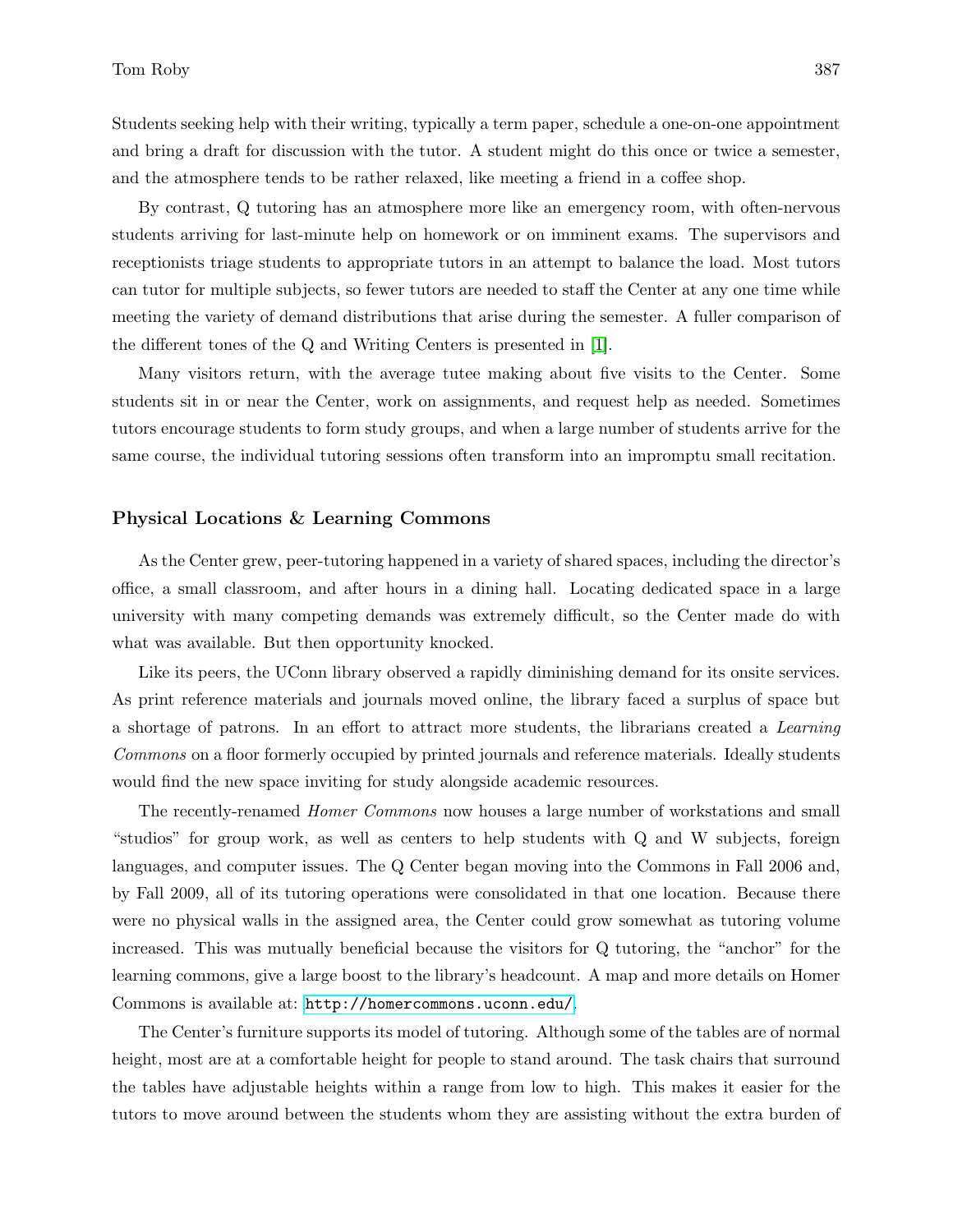Students seeking help with their writing, typically a term paper, schedule a one-on-one appointment and bring a draft for discussion with the tutor. A student might do this once or twice a semester, and the atmosphere tends to be rather relaxed, like meeting a friend in a coffee shop.

By contrast, Q tutoring has an atmosphere more like an emergency room, with often-nervous students arriving for last-minute help on homework or on imminent exams. The supervisors and receptionists triage students to appropriate tutors in an attempt to balance the load. Most tutors can tutor for multiple subjects, so fewer tutors are needed to staff the Center at any one time while meeting the variety of demand distributions that arise during the semester. A fuller comparison of the different tones of the Q and Writing Centers is presented in [1].

Many visitors return, with the average tutee making about five visits to the Center. Some students sit in or near the Center, work on assignments, and request help as needed. Sometimes tutors encourage students to form study groups, and when a large number of students arrive for the same course, the individual tutoring sessions often transform into an impromptu small recitation.

### Physical Locations & Learning Commons

As the Center grew, peer-tutoring happened in a variety of shared spaces, including the director's office, a small classroom, and after hours in a dining hall. Locating dedicated space in a large university with many competing demands was extremely difficult, so the Center made do with what was available. But then opportunity knocked.

Like its peers, the UConn library observed a rapidly diminishing demand for its onsite services. As print reference materials and journals moved online, the library faced a surplus of space but a shortage of patrons. In an effort to attract more students, the librarians created a *Learning Commons* on a floor formerly occupied by printed journals and reference materials. Ideally students would find the new space inviting for study alongside academic resources.

The recently-renamed *Homer Commons* now houses a large number of workstations and small "studios" for group work, as well as centers to help students with Q and W subjects, foreign languages, and computer issues. The Q Center began moving into the Commons in Fall 2006 and, by Fall 2009, all of its tutoring operations were consolidated in that one location. Because there were no physical walls in the assigned area, the Center could grow somewhat as tutoring volume increased. This was mutually beneficial because the visitors for Q tutoring, the "anchor" for the learning commons, give a large boost to the library's headcount. A map and more details on Homer Commons is available at: `http://homercommons.uconn.edu/`.

The Center's furniture supports its model of tutoring. Although some of the tables are of normal height, most are at a comfortable height for people to stand around. The task chairs that surround the tables have adjustable heights within a range from low to high. This makes it easier for the tutors to move around between the students whom they are assisting without the extra burden of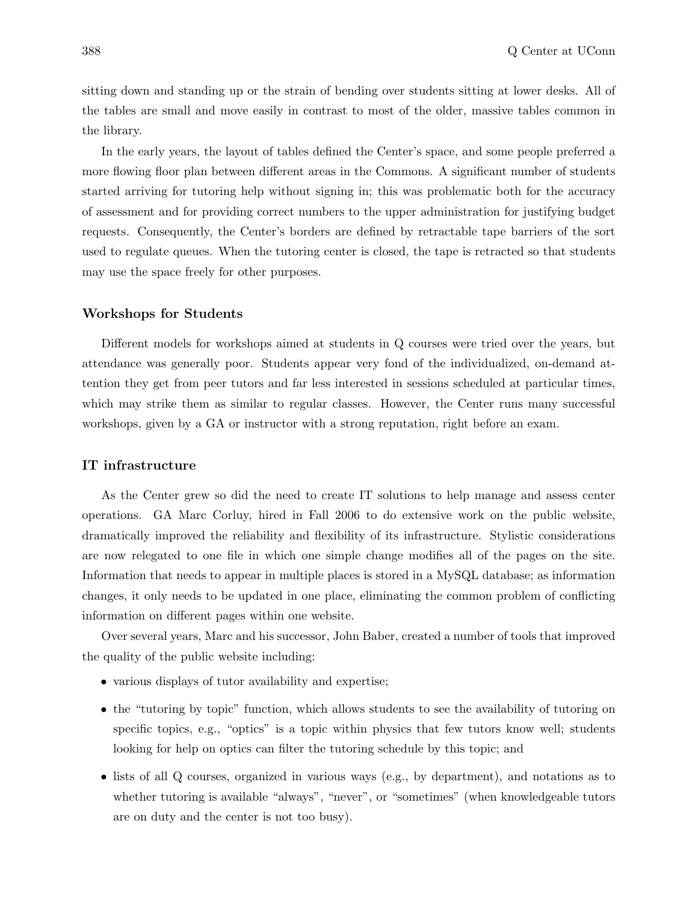sitting down and standing up or the strain of bending over students sitting at lower desks. All of the tables are small and move easily in contrast to most of the older, massive tables common in the library.

In the early years, the layout of tables defined the Center's space, and some people preferred a more flowing floor plan between different areas in the Commons. A significant number of students started arriving for tutoring help without signing in; this was problematic both for the accuracy of assessment and for providing correct numbers to the upper administration for justifying budget requests. Consequently, the Center's borders are defined by retractable tape barriers of the sort used to regulate queues. When the tutoring center is closed, the tape is retracted so that students may use the space freely for other purposes.

### Workshops for Students

Different models for workshops aimed at students in Q courses were tried over the years, but attendance was generally poor. Students appear very fond of the individualized, on-demand attention they get from peer tutors and far less interested in sessions scheduled at particular times, which may strike them as similar to regular classes. However, the Center runs many successful workshops, given by a GA or instructor with a strong reputation, right before an exam.

### IT infrastructure

As the Center grew so did the need to create IT solutions to help manage and assess center operations. GA Marc Corluy, hired in Fall 2006 to do extensive work on the public website, dramatically improved the reliability and flexibility of its infrastructure. Stylistic considerations are now relegated to one file in which one simple change modifies all of the pages on the site. Information that needs to appear in multiple places is stored in a MySQL database; as information changes, it only needs to be updated in one place, eliminating the common problem of conflicting information on different pages within one website.

Over several years, Marc and his successor, John Baber, created a number of tools that improved the quality of the public website including:

- various displays of tutor availability and expertise;
- the "tutoring by topic" function, which allows students to see the availability of tutoring on specific topics, e.g., "optics" is a topic within physics that few tutors know well; students looking for help on optics can filter the tutoring schedule by this topic; and
- lists of all Q courses, organized in various ways (e.g., by department), and notations as to whether tutoring is available "always", "never", or "sometimes" (when knowledgeable tutors are on duty and the center is not too busy).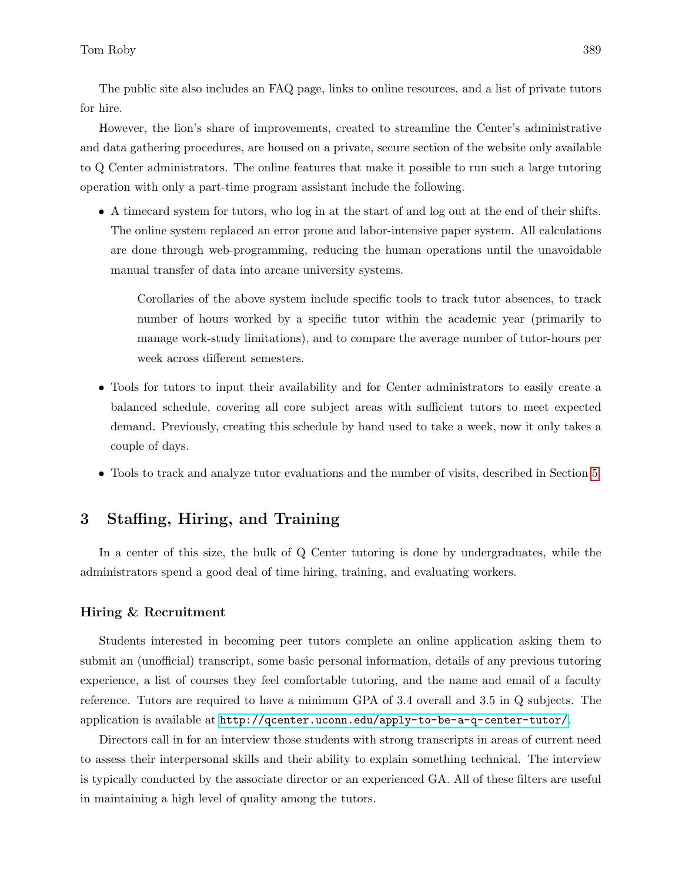The public site also includes an FAQ page, links to online resources, and a list of private tutors for hire.

However, the lion's share of improvements, created to streamline the Center's administrative and data gathering procedures, are housed on a private, secure section of the website only available to Q Center administrators. The online features that make it possible to run such a large tutoring operation with only a part-time program assistant include the following.

- A timecard system for tutors, who log in at the start of and log out at the end of their shifts. The online system replaced an error prone and labor-intensive paper system. All calculations are done through web-programming, reducing the human operations until the unavoidable manual transfer of data into arcane university systems.

  Corollaries of the above system include specific tools to track tutor absences, to track number of hours worked by a specific tutor within the academic year (primarily to manage work-study limitations), and to compare the average number of tutor-hours per week across different semesters.

- Tools for tutors to input their availability and for Center administrators to easily create a balanced schedule, covering all core subject areas with sufficient tutors to meet expected demand. Previously, creating this schedule by hand used to take a week, now it only takes a couple of days.

- Tools to track and analyze tutor evaluations and the number of visits, described in Section 5.

## 3 Staffing, Hiring, and Training

In a center of this size, the bulk of Q Center tutoring is done by undergraduates, while the administrators spend a good deal of time hiring, training, and evaluating workers.

### Hiring & Recruitment

Students interested in becoming peer tutors complete an online application asking them to submit an (unofficial) transcript, some basic personal information, details of any previous tutoring experience, a list of courses they feel comfortable tutoring, and the name and email of a faculty reference. Tutors are required to have a minimum GPA of 3.4 overall and 3.5 in Q subjects. The application is available at http://qcenter.uconn.edu/apply-to-be-a-q-center-tutor/.

Directors call in for an interview those students with strong transcripts in areas of current need to assess their interpersonal skills and their ability to explain something technical. The interview is typically conducted by the associate director or an experienced GA. All of these filters are useful in maintaining a high level of quality among the tutors.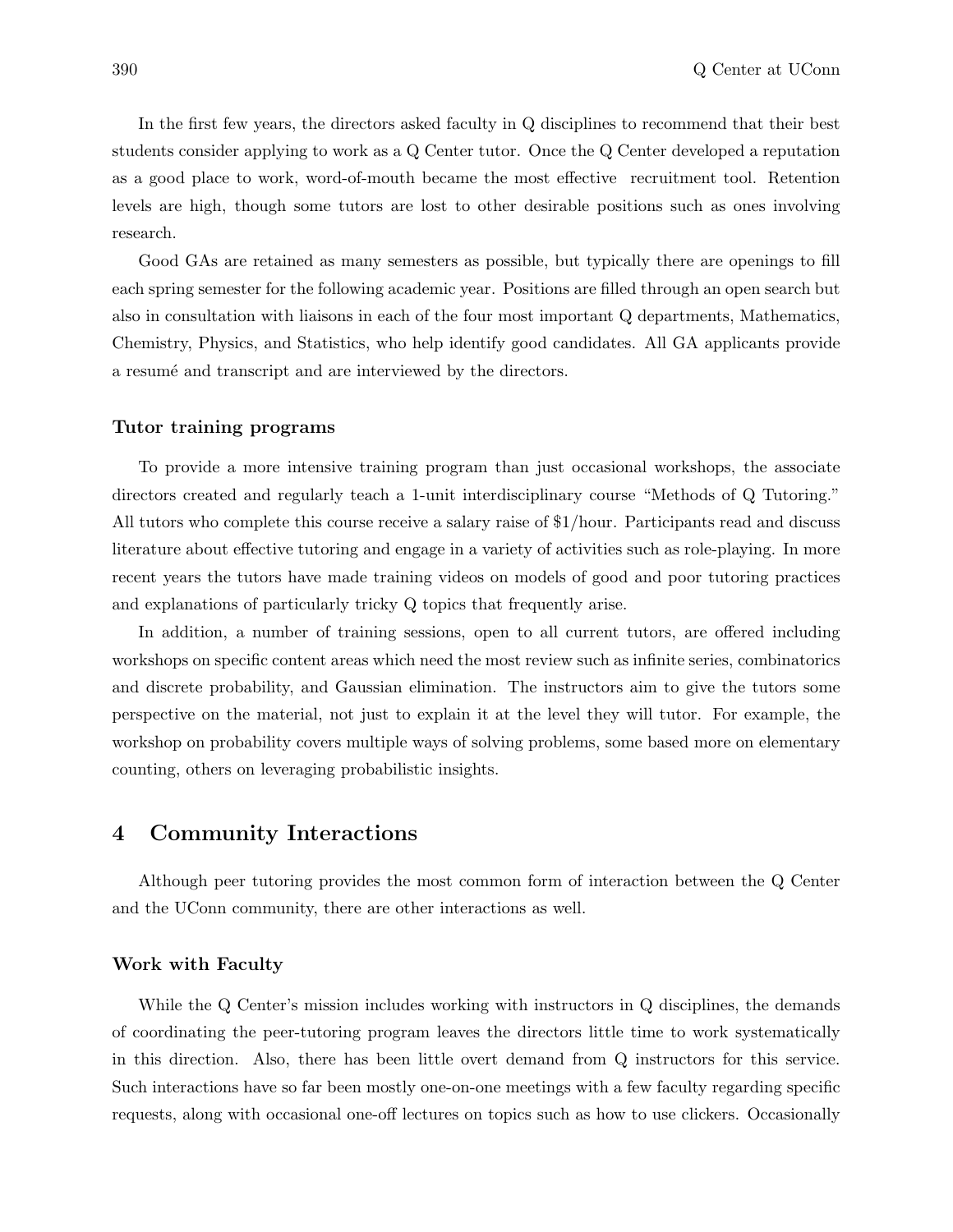In the first few years, the directors asked faculty in Q disciplines to recommend that their best students consider applying to work as a Q Center tutor. Once the Q Center developed a reputation as a good place to work, word-of-mouth became the most effective recruitment tool. Retention levels are high, though some tutors are lost to other desirable positions such as ones involving research.

Good GAs are retained as many semesters as possible, but typically there are openings to fill each spring semester for the following academic year. Positions are filled through an open search but also in consultation with liaisons in each of the four most important Q departments, Mathematics, Chemistry, Physics, and Statistics, who help identify good candidates. All GA applicants provide a resumé and transcript and are interviewed by the directors.

### Tutor training programs

To provide a more intensive training program than just occasional workshops, the associate directors created and regularly teach a 1-unit interdisciplinary course "Methods of Q Tutoring." All tutors who complete this course receive a salary raise of $1/hour. Participants read and discuss literature about effective tutoring and engage in a variety of activities such as role-playing. In more recent years the tutors have made training videos on models of good and poor tutoring practices and explanations of particularly tricky Q topics that frequently arise.

In addition, a number of training sessions, open to all current tutors, are offered including workshops on specific content areas which need the most review such as infinite series, combinatorics and discrete probability, and Gaussian elimination. The instructors aim to give the tutors some perspective on the material, not just to explain it at the level they will tutor. For example, the workshop on probability covers multiple ways of solving problems, some based more on elementary counting, others on leveraging probabilistic insights.

## 4 Community Interactions

Although peer tutoring provides the most common form of interaction between the Q Center and the UConn community, there are other interactions as well.

### Work with Faculty

While the Q Center's mission includes working with instructors in Q disciplines, the demands of coordinating the peer-tutoring program leaves the directors little time to work systematically in this direction. Also, there has been little overt demand from Q instructors for this service. Such interactions have so far been mostly one-on-one meetings with a few faculty regarding specific requests, along with occasional one-off lectures on topics such as how to use clickers. Occasionally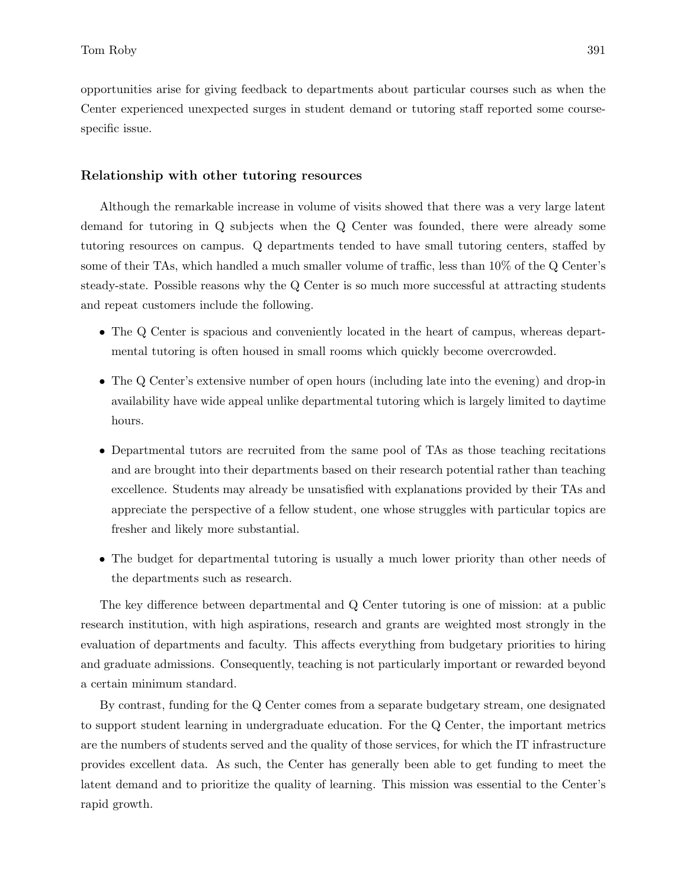opportunities arise for giving feedback to departments about particular courses such as when the Center experienced unexpected surges in student demand or tutoring staff reported some course-specific issue.

### Relationship with other tutoring resources

Although the remarkable increase in volume of visits showed that there was a very large latent demand for tutoring in Q subjects when the Q Center was founded, there were already some tutoring resources on campus. Q departments tended to have small tutoring centers, staffed by some of their TAs, which handled a much smaller volume of traffic, less than 10% of the Q Center's steady-state. Possible reasons why the Q Center is so much more successful at attracting students and repeat customers include the following.

- The Q Center is spacious and conveniently located in the heart of campus, whereas departmental tutoring is often housed in small rooms which quickly become overcrowded.
- The Q Center's extensive number of open hours (including late into the evening) and drop-in availability have wide appeal unlike departmental tutoring which is largely limited to daytime hours.
- Departmental tutors are recruited from the same pool of TAs as those teaching recitations and are brought into their departments based on their research potential rather than teaching excellence. Students may already be unsatisfied with explanations provided by their TAs and appreciate the perspective of a fellow student, one whose struggles with particular topics are fresher and likely more substantial.
- The budget for departmental tutoring is usually a much lower priority than other needs of the departments such as research.

The key difference between departmental and Q Center tutoring is one of mission: at a public research institution, with high aspirations, research and grants are weighted most strongly in the evaluation of departments and faculty. This affects everything from budgetary priorities to hiring and graduate admissions. Consequently, teaching is not particularly important or rewarded beyond a certain minimum standard.

By contrast, funding for the Q Center comes from a separate budgetary stream, one designated to support student learning in undergraduate education. For the Q Center, the important metrics are the numbers of students served and the quality of those services, for which the IT infrastructure provides excellent data. As such, the Center has generally been able to get funding to meet the latent demand and to prioritize the quality of learning. This mission was essential to the Center's rapid growth.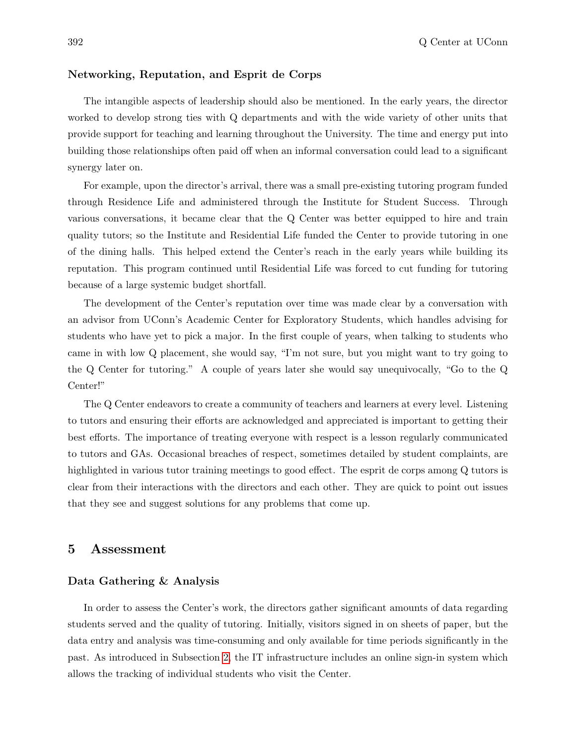### Networking, Reputation, and Esprit de Corps

The intangible aspects of leadership should also be mentioned. In the early years, the director worked to develop strong ties with Q departments and with the wide variety of other units that provide support for teaching and learning throughout the University. The time and energy put into building those relationships often paid off when an informal conversation could lead to a significant synergy later on.

For example, upon the director's arrival, there was a small pre-existing tutoring program funded through Residence Life and administered through the Institute for Student Success. Through various conversations, it became clear that the Q Center was better equipped to hire and train quality tutors; so the Institute and Residential Life funded the Center to provide tutoring in one of the dining halls. This helped extend the Center's reach in the early years while building its reputation. This program continued until Residential Life was forced to cut funding for tutoring because of a large systemic budget shortfall.

The development of the Center's reputation over time was made clear by a conversation with an advisor from UConn's Academic Center for Exploratory Students, which handles advising for students who have yet to pick a major. In the first couple of years, when talking to students who came in with low Q placement, she would say, "I'm not sure, but you might want to try going to the Q Center for tutoring." A couple of years later she would say unequivocally, "Go to the Q Center!"

The Q Center endeavors to create a community of teachers and learners at every level. Listening to tutors and ensuring their efforts are acknowledged and appreciated is important to getting their best efforts. The importance of treating everyone with respect is a lesson regularly communicated to tutors and GAs. Occasional breaches of respect, sometimes detailed by student complaints, are highlighted in various tutor training meetings to good effect. The esprit de corps among Q tutors is clear from their interactions with the directors and each other. They are quick to point out issues that they see and suggest solutions for any problems that come up.

## 5 Assessment

### Data Gathering & Analysis

In order to assess the Center's work, the directors gather significant amounts of data regarding students served and the quality of tutoring. Initially, visitors signed in on sheets of paper, but the data entry and analysis was time-consuming and only available for time periods significantly in the past. As introduced in Subsection 2, the IT infrastructure includes an online sign-in system which allows the tracking of individual students who visit the Center.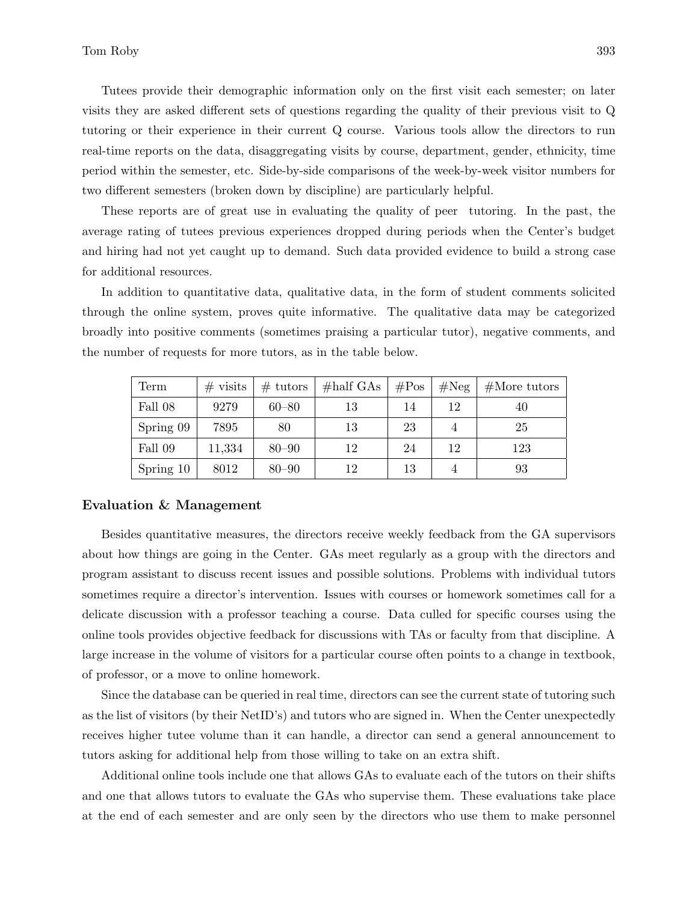Tutees provide their demographic information only on the first visit each semester; on later visits they are asked different sets of questions regarding the quality of their previous visit to Q tutoring or their experience in their current Q course. Various tools allow the directors to run real-time reports on the data, disaggregating visits by course, department, gender, ethnicity, time period within the semester, etc. Side-by-side comparisons of the week-by-week visitor numbers for two different semesters (broken down by discipline) are particularly helpful.

These reports are of great use in evaluating the quality of peer tutoring. In the past, the average rating of tutees previous experiences dropped during periods when the Center's budget and hiring had not yet caught up to demand. Such data provided evidence to build a strong case for additional resources.

In addition to quantitative data, qualitative data, in the form of student comments solicited through the online system, proves quite informative. The qualitative data may be categorized broadly into positive comments (sometimes praising a particular tutor), negative comments, and the number of requests for more tutors, as in the table below.

| Term | # visits | # tutors | #half GAs | #Pos | #Neg | #More tutors |
|---|---|---|---|---|---|---|
| Fall 08 | 9279 | 60–80 | 13 | 14 | 12 | 40 |
| Spring 09 | 7895 | 80 | 13 | 23 | 4 | 25 |
| Fall 09 | 11,334 | 80–90 | 12 | 24 | 12 | 123 |
| Spring 10 | 8012 | 80–90 | 12 | 13 | 4 | 93 |

### Evaluation & Management

Besides quantitative measures, the directors receive weekly feedback from the GA supervisors about how things are going in the Center. GAs meet regularly as a group with the directors and program assistant to discuss recent issues and possible solutions. Problems with individual tutors sometimes require a director's intervention. Issues with courses or homework sometimes call for a delicate discussion with a professor teaching a course. Data culled for specific courses using the online tools provides objective feedback for discussions with TAs or faculty from that discipline. A large increase in the volume of visitors for a particular course often points to a change in textbook, of professor, or a move to online homework.

Since the database can be queried in real time, directors can see the current state of tutoring such as the list of visitors (by their NetID's) and tutors who are signed in. When the Center unexpectedly receives higher tutee volume than it can handle, a director can send a general announcement to tutors asking for additional help from those willing to take on an extra shift.

Additional online tools include one that allows GAs to evaluate each of the tutors on their shifts and one that allows tutors to evaluate the GAs who supervise them. These evaluations take place at the end of each semester and are only seen by the directors who use them to make personnel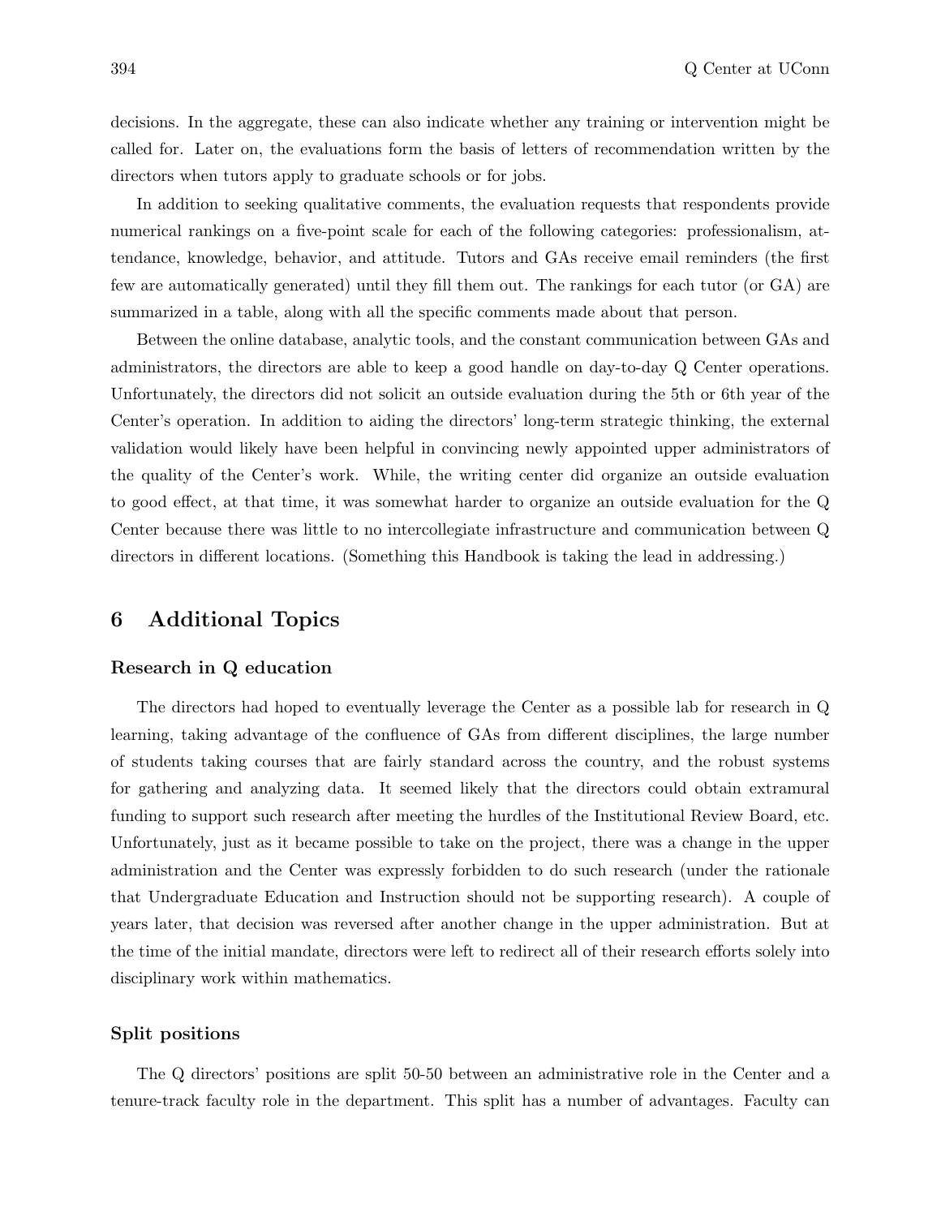decisions. In the aggregate, these can also indicate whether any training or intervention might be called for. Later on, the evaluations form the basis of letters of recommendation written by the directors when tutors apply to graduate schools or for jobs.

In addition to seeking qualitative comments, the evaluation requests that respondents provide numerical rankings on a five-point scale for each of the following categories: professionalism, attendance, knowledge, behavior, and attitude. Tutors and GAs receive email reminders (the first few are automatically generated) until they fill them out. The rankings for each tutor (or GA) are summarized in a table, along with all the specific comments made about that person.

Between the online database, analytic tools, and the constant communication between GAs and administrators, the directors are able to keep a good handle on day-to-day Q Center operations. Unfortunately, the directors did not solicit an outside evaluation during the 5th or 6th year of the Center's operation. In addition to aiding the directors' long-term strategic thinking, the external validation would likely have been helpful in convincing newly appointed upper administrators of the quality of the Center's work. While, the writing center did organize an outside evaluation to good effect, at that time, it was somewhat harder to organize an outside evaluation for the Q Center because there was little to no intercollegiate infrastructure and communication between Q directors in different locations. (Something this Handbook is taking the lead in addressing.)

## 6 Additional Topics

### Research in Q education

The directors had hoped to eventually leverage the Center as a possible lab for research in Q learning, taking advantage of the confluence of GAs from different disciplines, the large number of students taking courses that are fairly standard across the country, and the robust systems for gathering and analyzing data. It seemed likely that the directors could obtain extramural funding to support such research after meeting the hurdles of the Institutional Review Board, etc. Unfortunately, just as it became possible to take on the project, there was a change in the upper administration and the Center was expressly forbidden to do such research (under the rationale that Undergraduate Education and Instruction should not be supporting research). A couple of years later, that decision was reversed after another change in the upper administration. But at the time of the initial mandate, directors were left to redirect all of their research efforts solely into disciplinary work within mathematics.

### Split positions

The Q directors' positions are split 50-50 between an administrative role in the Center and a tenure-track faculty role in the department. This split has a number of advantages. Faculty can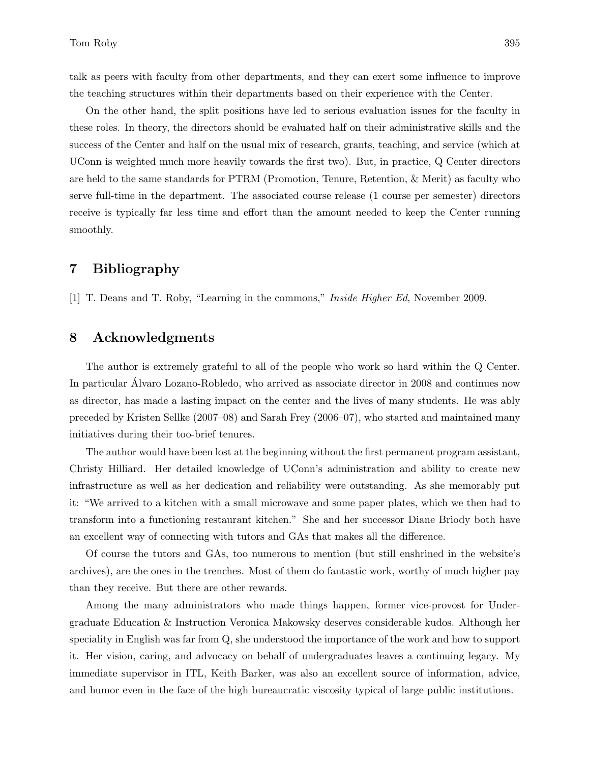talk as peers with faculty from other departments, and they can exert some influence to improve the teaching structures within their departments based on their experience with the Center.

On the other hand, the split positions have led to serious evaluation issues for the faculty in these roles. In theory, the directors should be evaluated half on their administrative skills and the success of the Center and half on the usual mix of research, grants, teaching, and service (which at UConn is weighted much more heavily towards the first two). But, in practice, Q Center directors are held to the same standards for PTRM (Promotion, Tenure, Retention, & Merit) as faculty who serve full-time in the department. The associated course release (1 course per semester) directors receive is typically far less time and effort than the amount needed to keep the Center running smoothly.

## 7 Bibliography

[1] T. Deans and T. Roby, "Learning in the commons," *Inside Higher Ed*, November 2009.

## 8 Acknowledgments

The author is extremely grateful to all of the people who work so hard within the Q Center. In particular Álvaro Lozano-Robledo, who arrived as associate director in 2008 and continues now as director, has made a lasting impact on the center and the lives of many students. He was ably preceded by Kristen Sellke (2007–08) and Sarah Frey (2006–07), who started and maintained many initiatives during their too-brief tenures.

The author would have been lost at the beginning without the first permanent program assistant, Christy Hilliard. Her detailed knowledge of UConn's administration and ability to create new infrastructure as well as her dedication and reliability were outstanding. As she memorably put it: "We arrived to a kitchen with a small microwave and some paper plates, which we then had to transform into a functioning restaurant kitchen." She and her successor Diane Briody both have an excellent way of connecting with tutors and GAs that makes all the difference.

Of course the tutors and GAs, too numerous to mention (but still enshrined in the website's archives), are the ones in the trenches. Most of them do fantastic work, worthy of much higher pay than they receive. But there are other rewards.

Among the many administrators who made things happen, former vice-provost for Undergraduate Education & Instruction Veronica Makowsky deserves considerable kudos. Although her speciality in English was far from Q, she understood the importance of the work and how to support it. Her vision, caring, and advocacy on behalf of undergraduates leaves a continuing legacy. My immediate supervisor in ITL, Keith Barker, was also an excellent source of information, advice, and humor even in the face of the high bureaucratic viscosity typical of large public institutions.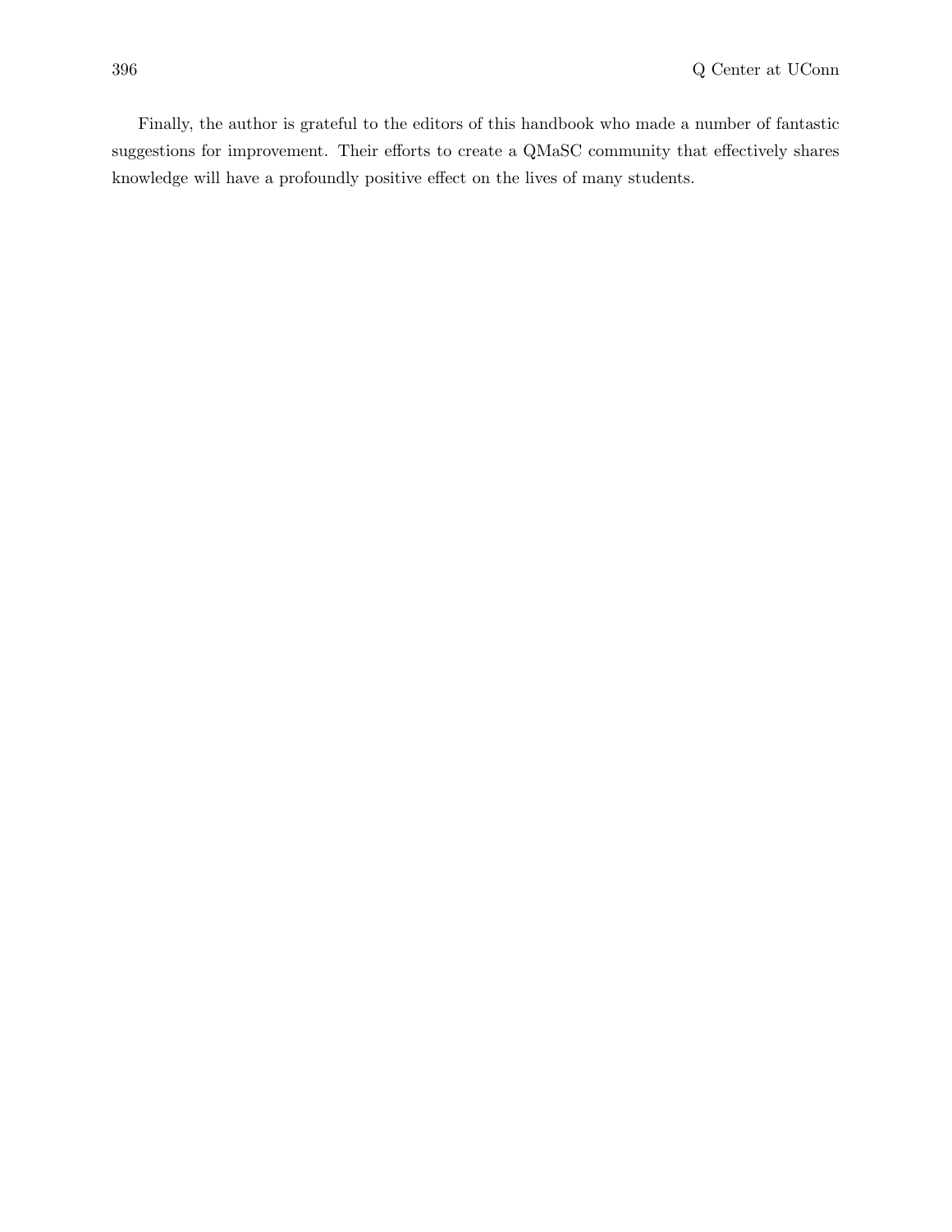Finally, the author is grateful to the editors of this handbook who made a number of fantastic suggestions for improvement. Their efforts to create a QMaSC community that effectively shares knowledge will have a profoundly positive effect on the lives of many students.